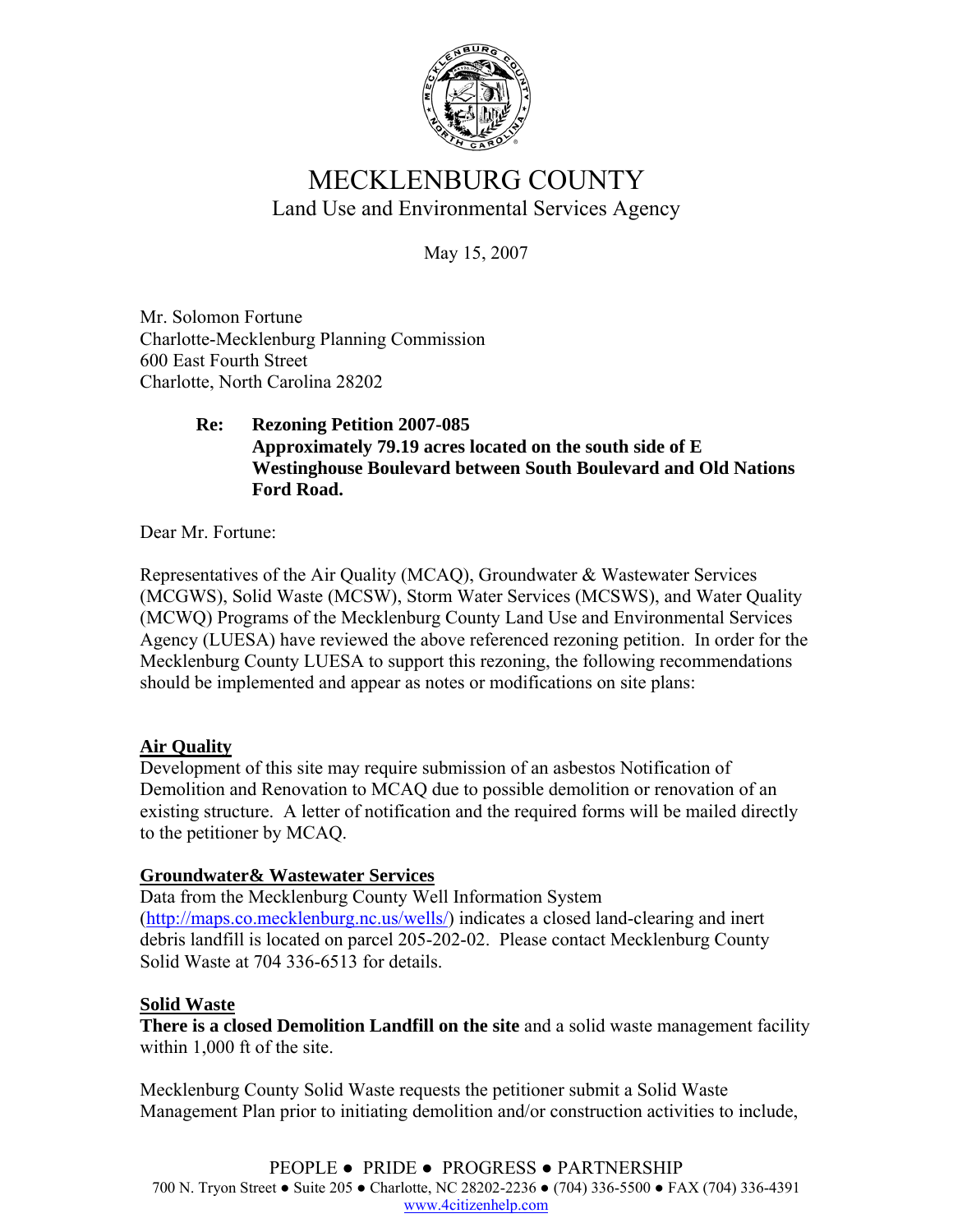# MECKLENBURG COUNTY

## Land Use and Environmental Services Agency

May 15, 2007

Mr. Solomon Fortune
Charlotte-Mecklenburg Planning Commission
600 East Fourth Street
Charlotte, North Carolina 28202

**Re: Rezoning Petition 2007-085**
**Approximately 79.19 acres located on the south side of E Westinghouse Boulevard between South Boulevard and Old Nations Ford Road.**

Dear Mr. Fortune:

Representatives of the Air Quality (MCAQ), Groundwater & Wastewater Services (MCGWS), Solid Waste (MCSW), Storm Water Services (MCSWS), and Water Quality (MCWQ) Programs of the Mecklenburg County Land Use and Environmental Services Agency (LUESA) have reviewed the above referenced rezoning petition. In order for the Mecklenburg County LUESA to support this rezoning, the following recommendations should be implemented and appear as notes or modifications on site plans:

**Air Quality**

Development of this site may require submission of an asbestos Notification of Demolition and Renovation to MCAQ due to possible demolition or renovation of an existing structure. A letter of notification and the required forms will be mailed directly to the petitioner by MCAQ.

**Groundwater& Wastewater Services**

Data from the Mecklenburg County Well Information System (http://maps.co.mecklenburg.nc.us/wells/) indicates a closed land-clearing and inert debris landfill is located on parcel 205-202-02. Please contact Mecklenburg County Solid Waste at 704 336-6513 for details.

**Solid Waste**

**There is a closed Demolition Landfill on the site** and a solid waste management facility within 1,000 ft of the site.

Mecklenburg County Solid Waste requests the petitioner submit a Solid Waste Management Plan prior to initiating demolition and/or construction activities to include,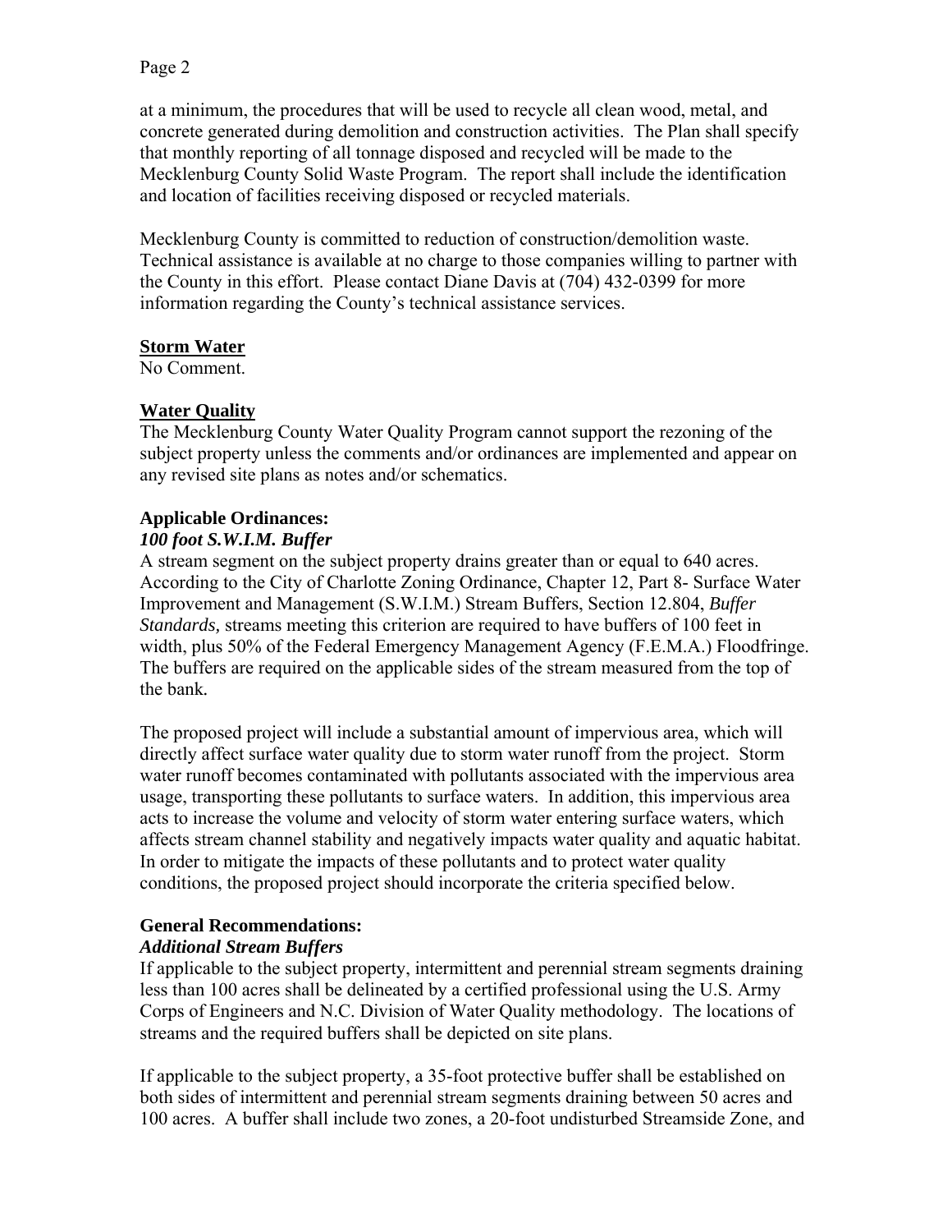at a minimum, the procedures that will be used to recycle all clean wood, metal, and concrete generated during demolition and construction activities. The Plan shall specify that monthly reporting of all tonnage disposed and recycled will be made to the Mecklenburg County Solid Waste Program. The report shall include the identification and location of facilities receiving disposed or recycled materials.

Mecklenburg County is committed to reduction of construction/demolition waste. Technical assistance is available at no charge to those companies willing to partner with the County in this effort. Please contact Diane Davis at (704) 432-0399 for more information regarding the County's technical assistance services.

**Storm Water**

No Comment.

**Water Quality**

The Mecklenburg County Water Quality Program cannot support the rezoning of the subject property unless the comments and/or ordinances are implemented and appear on any revised site plans as notes and/or schematics.

**Applicable Ordinances:**

***100 foot S.W.I.M. Buffer***

A stream segment on the subject property drains greater than or equal to 640 acres. According to the City of Charlotte Zoning Ordinance, Chapter 12, Part 8- Surface Water Improvement and Management (S.W.I.M.) Stream Buffers, Section 12.804, *Buffer Standards,* streams meeting this criterion are required to have buffers of 100 feet in width, plus 50% of the Federal Emergency Management Agency (F.E.M.A.) Floodfringe. The buffers are required on the applicable sides of the stream measured from the top of the bank.

The proposed project will include a substantial amount of impervious area, which will directly affect surface water quality due to storm water runoff from the project. Storm water runoff becomes contaminated with pollutants associated with the impervious area usage, transporting these pollutants to surface waters. In addition, this impervious area acts to increase the volume and velocity of storm water entering surface waters, which affects stream channel stability and negatively impacts water quality and aquatic habitat. In order to mitigate the impacts of these pollutants and to protect water quality conditions, the proposed project should incorporate the criteria specified below.

**General Recommendations:**

***Additional Stream Buffers***

If applicable to the subject property, intermittent and perennial stream segments draining less than 100 acres shall be delineated by a certified professional using the U.S. Army Corps of Engineers and N.C. Division of Water Quality methodology. The locations of streams and the required buffers shall be depicted on site plans.

If applicable to the subject property, a 35-foot protective buffer shall be established on both sides of intermittent and perennial stream segments draining between 50 acres and 100 acres. A buffer shall include two zones, a 20-foot undisturbed Streamside Zone, and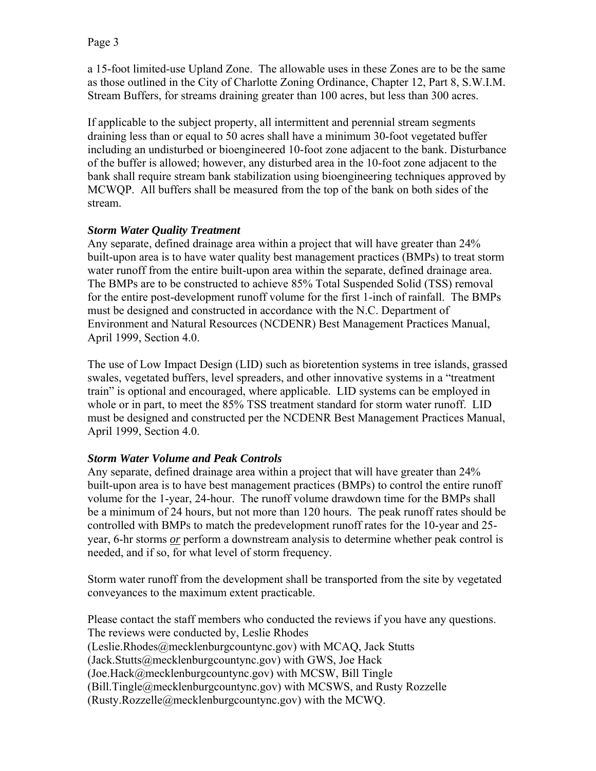a 15-foot limited-use Upland Zone. The allowable uses in these Zones are to be the same as those outlined in the City of Charlotte Zoning Ordinance, Chapter 12, Part 8, S.W.I.M. Stream Buffers, for streams draining greater than 100 acres, but less than 300 acres.

If applicable to the subject property, all intermittent and perennial stream segments draining less than or equal to 50 acres shall have a minimum 30-foot vegetated buffer including an undisturbed or bioengineered 10-foot zone adjacent to the bank. Disturbance of the buffer is allowed; however, any disturbed area in the 10-foot zone adjacent to the bank shall require stream bank stabilization using bioengineering techniques approved by MCWQP. All buffers shall be measured from the top of the bank on both sides of the stream.

***Storm Water Quality Treatment***

Any separate, defined drainage area within a project that will have greater than 24% built-upon area is to have water quality best management practices (BMPs) to treat storm water runoff from the entire built-upon area within the separate, defined drainage area. The BMPs are to be constructed to achieve 85% Total Suspended Solid (TSS) removal for the entire post-development runoff volume for the first 1-inch of rainfall. The BMPs must be designed and constructed in accordance with the N.C. Department of Environment and Natural Resources (NCDENR) Best Management Practices Manual, April 1999, Section 4.0.

The use of Low Impact Design (LID) such as bioretention systems in tree islands, grassed swales, vegetated buffers, level spreaders, and other innovative systems in a "treatment train" is optional and encouraged, where applicable. LID systems can be employed in whole or in part, to meet the 85% TSS treatment standard for storm water runoff. LID must be designed and constructed per the NCDENR Best Management Practices Manual, April 1999, Section 4.0.

***Storm Water Volume and Peak Controls***

Any separate, defined drainage area within a project that will have greater than 24% built-upon area is to have best management practices (BMPs) to control the entire runoff volume for the 1-year, 24-hour. The runoff volume drawdown time for the BMPs shall be a minimum of 24 hours, but not more than 120 hours. The peak runoff rates should be controlled with BMPs to match the predevelopment runoff rates for the 10-year and 25-year, 6-hr storms *or* perform a downstream analysis to determine whether peak control is needed, and if so, for what level of storm frequency.

Storm water runoff from the development shall be transported from the site by vegetated conveyances to the maximum extent practicable.

Please contact the staff members who conducted the reviews if you have any questions. The reviews were conducted by, Leslie Rhodes (Leslie.Rhodes@mecklenburgcountync.gov) with MCAQ, Jack Stutts (Jack.Stutts@mecklenburgcountync.gov) with GWS, Joe Hack (Joe.Hack@mecklenburgcountync.gov) with MCSW, Bill Tingle (Bill.Tingle@mecklenburgcountync.gov) with MCSWS, and Rusty Rozzelle (Rusty.Rozzelle@mecklenburgcountync.gov) with the MCWQ.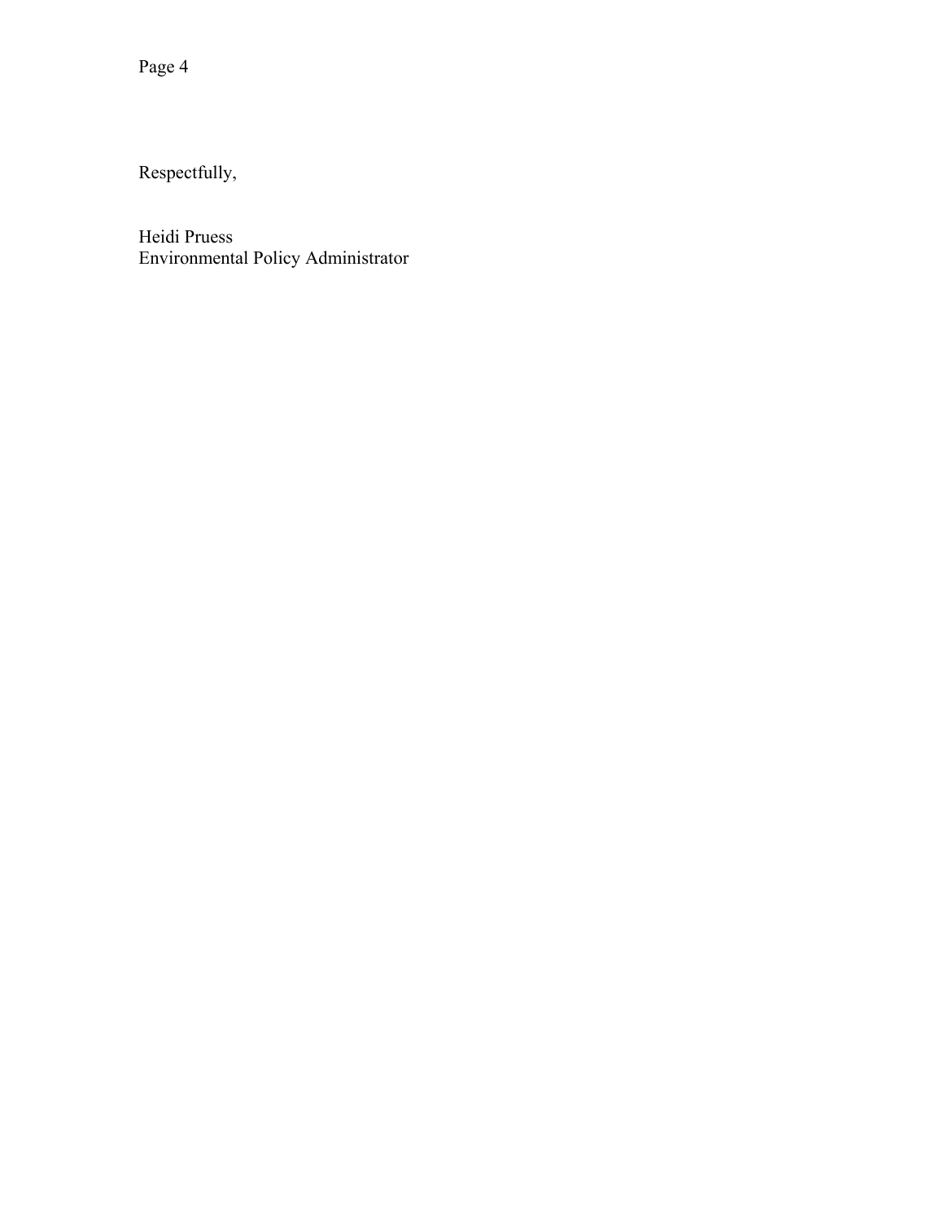Respectfully,

Heidi Pruess
Environmental Policy Administrator